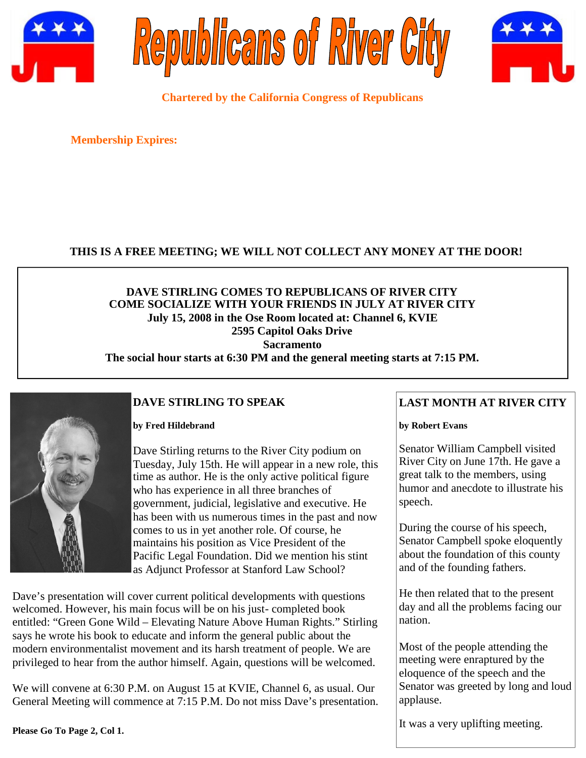# Republicans of River City

**Chartered by the California Congress of Republicans**

**Membership Expires:**

**THIS IS A FREE MEETING; WE WILL NOT COLLECT ANY MONEY AT THE DOOR!**

**DAVE STIRLING COMES TO REPUBLICANS OF RIVER CITY**
**COME SOCIALIZE WITH YOUR FRIENDS IN JULY AT RIVER CITY**
**July 15, 2008 in the Ose Room located at: Channel 6, KVIE**
**2595 Capitol Oaks Drive**
**Sacramento**
**The social hour starts at 6:30 PM and the general meeting starts at 7:15 PM.**

## DAVE STIRLING TO SPEAK

**by Fred Hildebrand**

Dave Stirling returns to the River City podium on Tuesday, July 15th. He will appear in a new role, this time as author. He is the only active political figure who has experience in all three branches of government, judicial, legislative and executive. He has been with us numerous times in the past and now comes to us in yet another role. Of course, he maintains his position as Vice President of the Pacific Legal Foundation. Did we mention his stint as Adjunct Professor at Stanford Law School?

Dave's presentation will cover current political developments with questions welcomed. However, his main focus will be on his just- completed book entitled: "Green Gone Wild – Elevating Nature Above Human Rights." Stirling says he wrote his book to educate and inform the general public about the modern environmentalist movement and its harsh treatment of people. We are privileged to hear from the author himself. Again, questions will be welcomed.

We will convene at 6:30 P.M. on August 15 at KVIE, Channel 6, as usual. Our General Meeting will commence at 7:15 P.M. Do not miss Dave's presentation.

**Please Go To Page 2, Col 1.**

## LAST MONTH AT RIVER CITY

**by Robert Evans**

Senator William Campbell visited River City on June 17th. He gave a great talk to the members, using humor and anecdote to illustrate his speech.

During the course of his speech, Senator Campbell spoke eloquently about the foundation of this county and of the founding fathers.

He then related that to the present day and all the problems facing our nation.

Most of the people attending the meeting were enraptured by the eloquence of the speech and the Senator was greeted by long and loud applause.

It was a very uplifting meeting.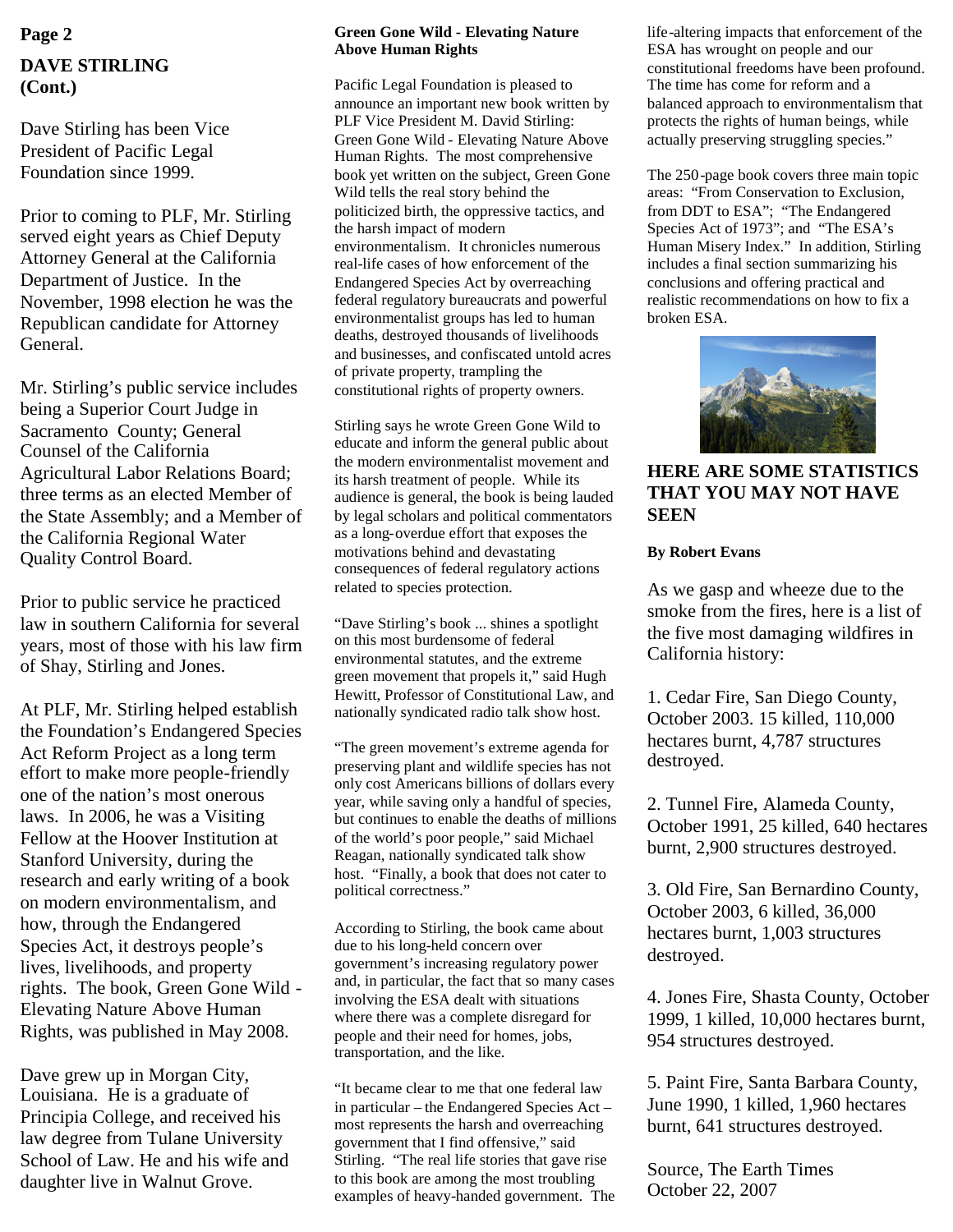## DAVE STIRLING (Cont.)

Dave Stirling has been Vice President of Pacific Legal Foundation since 1999.

Prior to coming to PLF, Mr. Stirling served eight years as Chief Deputy Attorney General at the California Department of Justice. In the November, 1998 election he was the Republican candidate for Attorney General.

Mr. Stirling's public service includes being a Superior Court Judge in Sacramento County; General Counsel of the California Agricultural Labor Relations Board; three terms as an elected Member of the State Assembly; and a Member of the California Regional Water Quality Control Board.

Prior to public service he practiced law in southern California for several years, most of those with his law firm of Shay, Stirling and Jones.

At PLF, Mr. Stirling helped establish the Foundation's Endangered Species Act Reform Project as a long term effort to make more people-friendly one of the nation's most onerous laws. In 2006, he was a Visiting Fellow at the Hoover Institution at Stanford University, during the research and early writing of a book on modern environmentalism, and how, through the Endangered Species Act, it destroys people's lives, livelihoods, and property rights. The book, Green Gone Wild - Elevating Nature Above Human Rights, was published in May 2008.

Dave grew up in Morgan City, Louisiana. He is a graduate of Principia College, and received his law degree from Tulane University School of Law. He and his wife and daughter live in Walnut Grove.

### Green Gone Wild - Elevating Nature Above Human Rights

Pacific Legal Foundation is pleased to announce an important new book written by PLF Vice President M. David Stirling: Green Gone Wild - Elevating Nature Above Human Rights. The most comprehensive book yet written on the subject, Green Gone Wild tells the real story behind the politicized birth, the oppressive tactics, and the harsh impact of modern environmentalism. It chronicles numerous real-life cases of how enforcement of the Endangered Species Act by overreaching federal regulatory bureaucrats and powerful environmentalist groups has led to human deaths, destroyed thousands of livelihoods and businesses, and confiscated untold acres of private property, trampling the constitutional rights of property owners.

Stirling says he wrote Green Gone Wild to educate and inform the general public about the modern environmentalist movement and its harsh treatment of people. While its audience is general, the book is being lauded by legal scholars and political commentators as a long-overdue effort that exposes the motivations behind and devastating consequences of federal regulatory actions related to species protection.

"Dave Stirling's book ... shines a spotlight on this most burdensome of federal environmental statutes, and the extreme green movement that propels it," said Hugh Hewitt, Professor of Constitutional Law, and nationally syndicated radio talk show host.

"The green movement's extreme agenda for preserving plant and wildlife species has not only cost Americans billions of dollars every year, while saving only a handful of species, but continues to enable the deaths of millions of the world's poor people," said Michael Reagan, nationally syndicated talk show host. "Finally, a book that does not cater to political correctness."

According to Stirling, the book came about due to his long-held concern over government's increasing regulatory power and, in particular, the fact that so many cases involving the ESA dealt with situations where there was a complete disregard for people and their need for homes, jobs, transportation, and the like.

"It became clear to me that one federal law in particular – the Endangered Species Act – most represents the harsh and overreaching government that I find offensive," said Stirling. "The real life stories that gave rise to this book are among the most troubling examples of heavy-handed government. The life-altering impacts that enforcement of the ESA has wrought on people and our constitutional freedoms have been profound. The time has come for reform and a balanced approach to environmentalism that protects the rights of human beings, while actually preserving struggling species."

The 250-page book covers three main topic areas: "From Conservation to Exclusion, from DDT to ESA"; "The Endangered Species Act of 1973"; and "The ESA's Human Misery Index." In addition, Stirling includes a final section summarizing his conclusions and offering practical and realistic recommendations on how to fix a broken ESA.

## HERE ARE SOME STATISTICS THAT YOU MAY NOT HAVE SEEN

**By Robert Evans**

As we gasp and wheeze due to the smoke from the fires, here is a list of the five most damaging wildfires in California history:

1. Cedar Fire, San Diego County, October 2003. 15 killed, 110,000 hectares burnt, 4,787 structures destroyed.

2. Tunnel Fire, Alameda County, October 1991, 25 killed, 640 hectares burnt, 2,900 structures destroyed.

3. Old Fire, San Bernardino County, October 2003, 6 killed, 36,000 hectares burnt, 1,003 structures destroyed.

4. Jones Fire, Shasta County, October 1999, 1 killed, 10,000 hectares burnt, 954 structures destroyed.

5. Paint Fire, Santa Barbara County, June 1990, 1 killed, 1,960 hectares burnt, 641 structures destroyed.

Source, The Earth Times  
October 22, 2007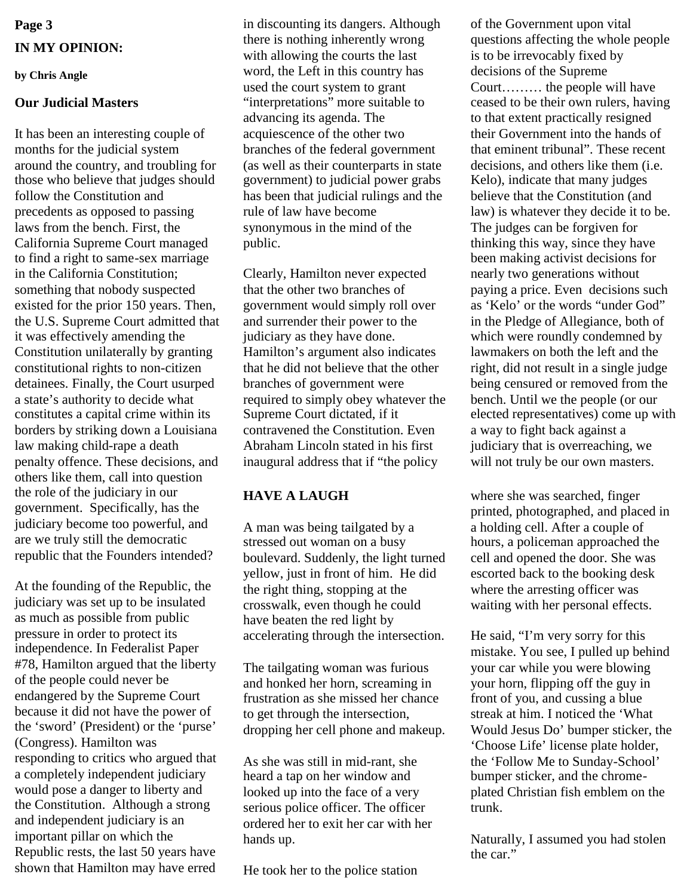## IN MY OPINION:

**by Chris Angle**

### Our Judicial Masters

It has been an interesting couple of months for the judicial system around the country, and troubling for those who believe that judges should follow the Constitution and precedents as opposed to passing laws from the bench. First, the California Supreme Court managed to find a right to same-sex marriage in the California Constitution; something that nobody suspected existed for the prior 150 years. Then, the U.S. Supreme Court admitted that it was effectively amending the Constitution unilaterally by granting constitutional rights to non-citizen detainees. Finally, the Court usurped a state's authority to decide what constitutes a capital crime within its borders by striking down a Louisiana law making child-rape a death penalty offence. These decisions, and others like them, call into question the role of the judiciary in our government. Specifically, has the judiciary become too powerful, and are we truly still the democratic republic that the Founders intended?

At the founding of the Republic, the judiciary was set up to be insulated as much as possible from public pressure in order to protect its independence. In Federalist Paper #78, Hamilton argued that the liberty of the people could never be endangered by the Supreme Court because it did not have the power of the 'sword' (President) or the 'purse' (Congress). Hamilton was responding to critics who argued that a completely independent judiciary would pose a danger to liberty and the Constitution. Although a strong and independent judiciary is an important pillar on which the Republic rests, the last 50 years have shown that Hamilton may have erred in discounting its dangers. Although there is nothing inherently wrong with allowing the courts the last word, the Left in this country has used the court system to grant "interpretations" more suitable to advancing its agenda. The acquiescence of the other two branches of the federal government (as well as their counterparts in state government) to judicial power grabs has been that judicial rulings and the rule of law have become synonymous in the mind of the public.

Clearly, Hamilton never expected that the other two branches of government would simply roll over and surrender their power to the judiciary as they have done. Hamilton's argument also indicates that he did not believe that the other branches of government were required to simply obey whatever the Supreme Court dictated, if it contravened the Constitution. Even Abraham Lincoln stated in his first inaugural address that if "the policy of the Government upon vital questions affecting the whole people is to be irrevocably fixed by decisions of the Supreme Court……… the people will have ceased to be their own rulers, having to that extent practically resigned their Government into the hands of that eminent tribunal". These recent decisions, and others like them (i.e. Kelo), indicate that many judges believe that the Constitution (and law) is whatever they decide it to be. The judges can be forgiven for thinking this way, since they have been making activist decisions for nearly two generations without paying a price. Even decisions such as 'Kelo' or the words "under God" in the Pledge of Allegiance, both of which were roundly condemned by lawmakers on both the left and the right, did not result in a single judge being censured or removed from the bench. Until we the people (or our elected representatives) come up with a way to fight back against a judiciary that is overreaching, we will not truly be our own masters.

## HAVE A LAUGH

A man was being tailgated by a stressed out woman on a busy boulevard. Suddenly, the light turned yellow, just in front of him. He did the right thing, stopping at the crosswalk, even though he could have beaten the red light by accelerating through the intersection.

The tailgating woman was furious and honked her horn, screaming in frustration as she missed her chance to get through the intersection, dropping her cell phone and makeup.

As she was still in mid-rant, she heard a tap on her window and looked up into the face of a very serious police officer. The officer ordered her to exit her car with her hands up.

He took her to the police station where she was searched, finger printed, photographed, and placed in a holding cell. After a couple of hours, a policeman approached the cell and opened the door. She was escorted back to the booking desk where the arresting officer was waiting with her personal effects.

He said, "I'm very sorry for this mistake. You see, I pulled up behind your car while you were blowing your horn, flipping off the guy in front of you, and cussing a blue streak at him. I noticed the 'What Would Jesus Do' bumper sticker, the 'Choose Life' license plate holder, the 'Follow Me to Sunday-School' bumper sticker, and the chrome-plated Christian fish emblem on the trunk.

Naturally, I assumed you had stolen the car."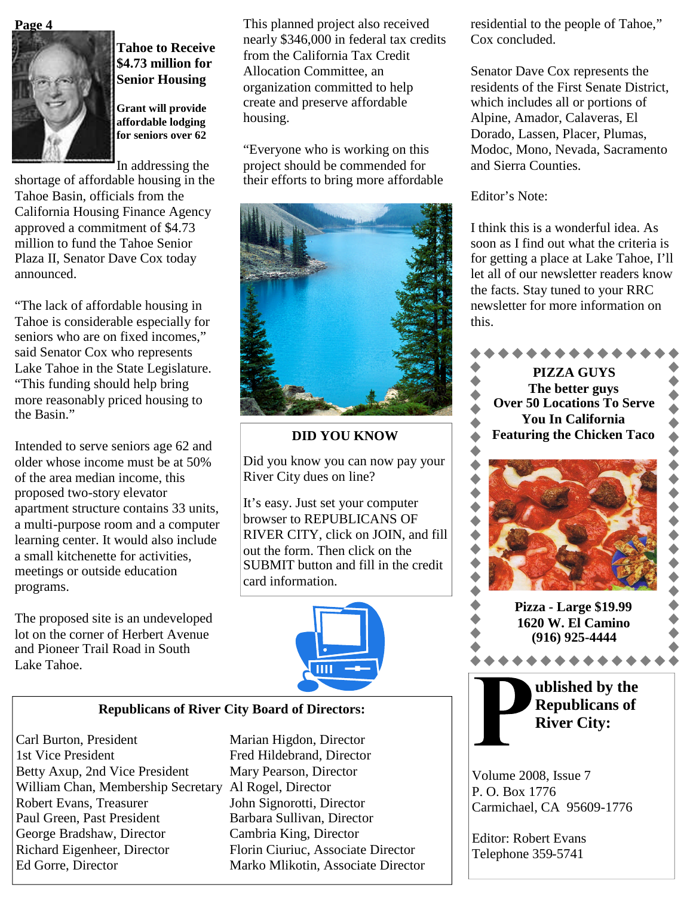## Tahoe to Receive $4.73 million for Senior Housing

**Grant will provide affordable lodging for seniors over 62**

In addressing the shortage of affordable housing in the Tahoe Basin, officials from the California Housing Finance Agency approved a commitment of $4.73 million to fund the Tahoe Senior Plaza II, Senator Dave Cox today announced.

"The lack of affordable housing in Tahoe is considerable especially for seniors who are on fixed incomes," said Senator Cox who represents Lake Tahoe in the State Legislature. "This funding should help bring more reasonably priced housing to the Basin."

Intended to serve seniors age 62 and older whose income must be at 50% of the area median income, this proposed two-story elevator apartment structure contains 33 units, a multi-purpose room and a computer learning center. It would also include a small kitchenette for activities, meetings or outside education programs.

The proposed site is an undeveloped lot on the corner of Herbert Avenue and Pioneer Trail Road in South Lake Tahoe.

This planned project also received nearly $346,000 in federal tax credits from the California Tax Credit Allocation Committee, an organization committed to help create and preserve affordable housing.

"Everyone who is working on this project should be commended for their efforts to bring more affordable residential to the people of Tahoe," Cox concluded.

Senator Dave Cox represents the residents of the First Senate District, which includes all or portions of Alpine, Amador, Calaveras, El Dorado, Lassen, Placer, Plumas, Modoc, Mono, Nevada, Sacramento and Sierra Counties.

Editor's Note:

I think this is a wonderful idea. As soon as I find out what the criteria is for getting a place at Lake Tahoe, I'll let all of our newsletter readers know the facts. Stay tuned to your RRC newsletter for more information on this.

### DID YOU KNOW

Did you know you can now pay your River City dues on line?

It's easy. Just set your computer browser to REPUBLICANS OF RIVER CITY, click on JOIN, and fill out the form. Then click on the SUBMIT button and fill in the credit card information.

**PIZZA GUYS**
**The better guys**
**Over 50 Locations To Serve You In California**
**Featuring the Chicken Taco**

**Pizza - Large $19.99**
**1620 W. El Camino**
**(916) 925-4444**

### Republicans of River City Board of Directors:

Carl Burton, President
1st Vice President
Betty Axup, 2nd Vice President
William Chan, Membership Secretary
Robert Evans, Treasurer
Paul Green, Past President
George Bradshaw, Director
Richard Eigenheer, Director
Ed Gorre, Director
Marian Higdon, Director
Fred Hildebrand, Director
Mary Pearson, Director
Al Rogel, Director
John Signorotti, Director
Barbara Sullivan, Director
Cambria King, Director
Florin Ciuriuc, Associate Director
Marko Mlikotin, Associate Director

**Published by the Republicans of River City:**

Volume 2008, Issue 7
P. O. Box 1776
Carmichael, CA 95609-1776

Editor: Robert Evans
Telephone 359-5741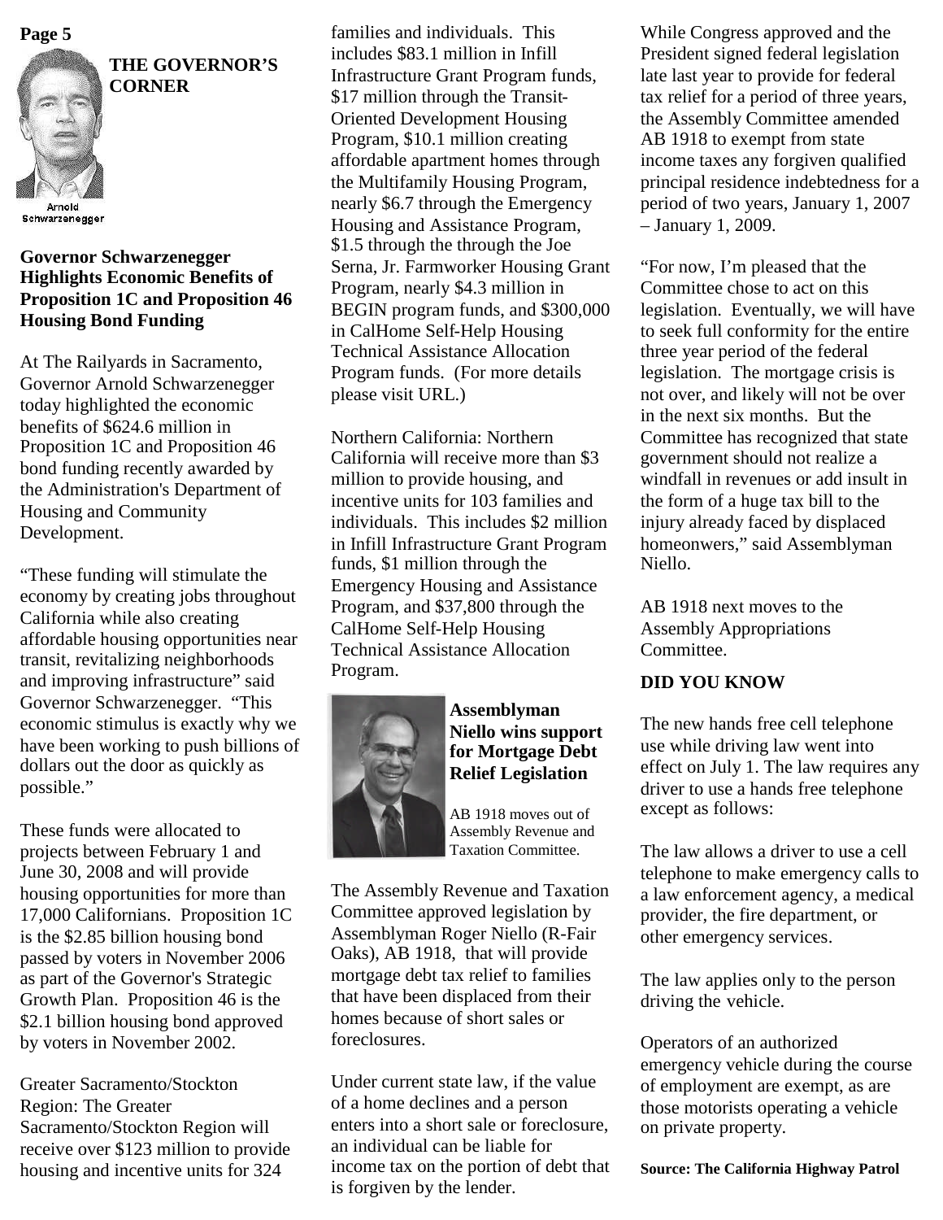## THE GOVERNOR'S CORNER

Arnold Schwarzenegger

### Governor Schwarzenegger Highlights Economic Benefits of Proposition 1C and Proposition 46 Housing Bond Funding

At The Railyards in Sacramento, Governor Arnold Schwarzenegger today highlighted the economic benefits of $624.6 million in Proposition 1C and Proposition 46 bond funding recently awarded by the Administration's Department of Housing and Community Development.

"These funding will stimulate the economy by creating jobs throughout California while also creating affordable housing opportunities near transit, revitalizing neighborhoods and improving infrastructure" said Governor Schwarzenegger. "This economic stimulus is exactly why we have been working to push billions of dollars out the door as quickly as possible."

These funds were allocated to projects between February 1 and June 30, 2008 and will provide housing opportunities for more than 17,000 Californians. Proposition 1C is the $2.85 billion housing bond passed by voters in November 2006 as part of the Governor's Strategic Growth Plan. Proposition 46 is the $2.1 billion housing bond approved by voters in November 2002.

Greater Sacramento/Stockton Region: The Greater Sacramento/Stockton Region will receive over $123 million to provide housing and incentive units for 324 families and individuals. This includes $83.1 million in Infill Infrastructure Grant Program funds, $17 million through the Transit-Oriented Development Housing Program, $10.1 million creating affordable apartment homes through the Multifamily Housing Program, nearly $6.7 through the Emergency Housing and Assistance Program, $1.5 through the through the Joe Serna, Jr. Farmworker Housing Grant Program, nearly $4.3 million in BEGIN program funds, and $300,000 in CalHome Self-Help Housing Technical Assistance Allocation Program funds. (For more details please visit URL.)

Northern California: Northern California will receive more than $3 million to provide housing, and incentive units for 103 families and individuals. This includes $2 million in Infill Infrastructure Grant Program funds, $1 million through the Emergency Housing and Assistance Program, and $37,800 through the CalHome Self-Help Housing Technical Assistance Allocation Program.

### Assemblyman Niello wins support for Mortgage Debt Relief Legislation

AB 1918 moves out of Assembly Revenue and Taxation Committee.

The Assembly Revenue and Taxation Committee approved legislation by Assemblyman Roger Niello (R-Fair Oaks), AB 1918, that will provide mortgage debt tax relief to families that have been displaced from their homes because of short sales or foreclosures.

Under current state law, if the value of a home declines and a person enters into a short sale or foreclosure, an individual can be liable for income tax on the portion of debt that is forgiven by the lender.

While Congress approved and the President signed federal legislation late last year to provide for federal tax relief for a period of three years, the Assembly Committee amended AB 1918 to exempt from state income taxes any forgiven qualified principal residence indebtedness for a period of two years, January 1, 2007 – January 1, 2009.

"For now, I'm pleased that the Committee chose to act on this legislation. Eventually, we will have to seek full conformity for the entire three year period of the federal legislation. The mortgage crisis is not over, and likely will not be over in the next six months. But the Committee has recognized that state government should not realize a windfall in revenues or add insult in the form of a huge tax bill to the injury already faced by displaced homeonwers," said Assemblyman Niello.

AB 1918 next moves to the Assembly Appropriations Committee.

### DID YOU KNOW

The new hands free cell telephone use while driving law went into effect on July 1. The law requires any driver to use a hands free telephone except as follows:

The law allows a driver to use a cell telephone to make emergency calls to a law enforcement agency, a medical provider, the fire department, or other emergency services.

The law applies only to the person driving the vehicle.

Operators of an authorized emergency vehicle during the course of employment are exempt, as are those motorists operating a vehicle on private property.

**Source: The California Highway Patrol**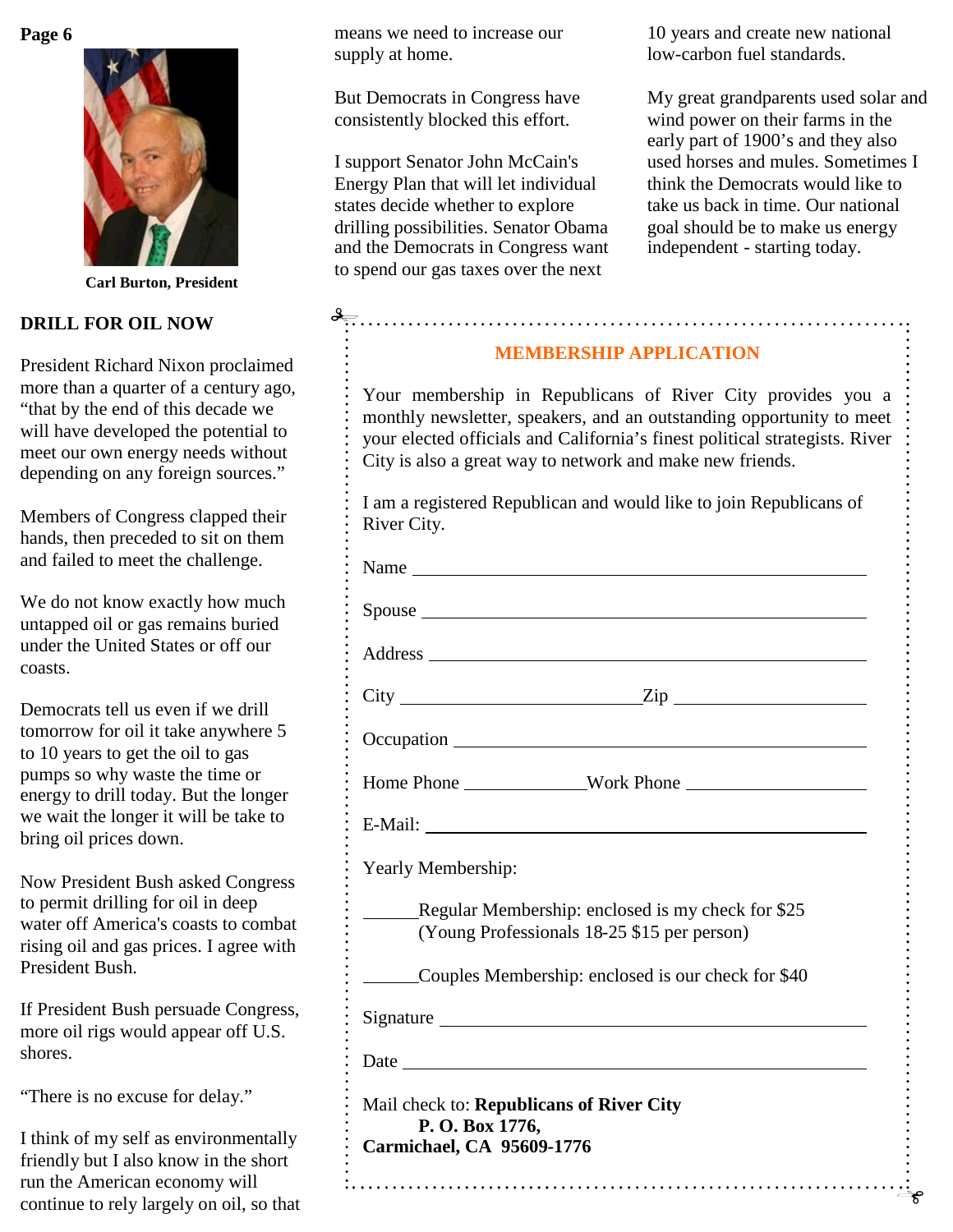Carl Burton, President

## DRILL FOR OIL NOW

President Richard Nixon proclaimed more than a quarter of a century ago, "that by the end of this decade we will have developed the potential to meet our own energy needs without depending on any foreign sources."

Members of Congress clapped their hands, then preceded to sit on them and failed to meet the challenge.

We do not know exactly how much untapped oil or gas remains buried under the United States or off our coasts.

Democrats tell us even if we drill tomorrow for oil it take anywhere 5 to 10 years to get the oil to gas pumps so why waste the time or energy to drill today. But the longer we wait the longer it will be take to bring oil prices down.

Now President Bush asked Congress to permit drilling for oil in deep water off America's coasts to combat rising oil and gas prices. I agree with President Bush.

If President Bush persuade Congress, more oil rigs would appear off U.S. shores.

"There is no excuse for delay."

I think of my self as environmentally friendly but I also know in the short run the American economy will continue to rely largely on oil, so that means we need to increase our supply at home.

But Democrats in Congress have consistently blocked this effort.

I support Senator John McCain's Energy Plan that will let individual states decide whether to explore drilling possibilities. Senator Obama and the Democrats in Congress want to spend our gas taxes over the next 10 years and create new national low-carbon fuel standards.

My great grandparents used solar and wind power on their farms in the early part of 1900's and they also used horses and mules. Sometimes I think the Democrats would like to take us back in time. Our national goal should be to make us energy independent - starting today.

---

## MEMBERSHIP APPLICATION

Your membership in Republicans of River City provides you a monthly newsletter, speakers, and an outstanding opportunity to meet your elected officials and California's finest political strategists. River City is also a great way to network and make new friends.

I am a registered Republican and would like to join Republicans of River City.

Name ______________________________

Spouse ______________________________

Address ______________________________

City ____________________ Zip ______________

Occupation ______________________________

Home Phone ____________ Work Phone ______________

E-Mail: ______________________________

Yearly Membership:

______Regular Membership: enclosed is my check for $25
(Young Professionals 18-25 $15 per person)

______Couples Membership: enclosed is our check for $40

Signature ______________________________

Date ______________________________

Mail check to: **Republicans of River City**
**P. O. Box 1776,**
**Carmichael, CA 95609-1776**